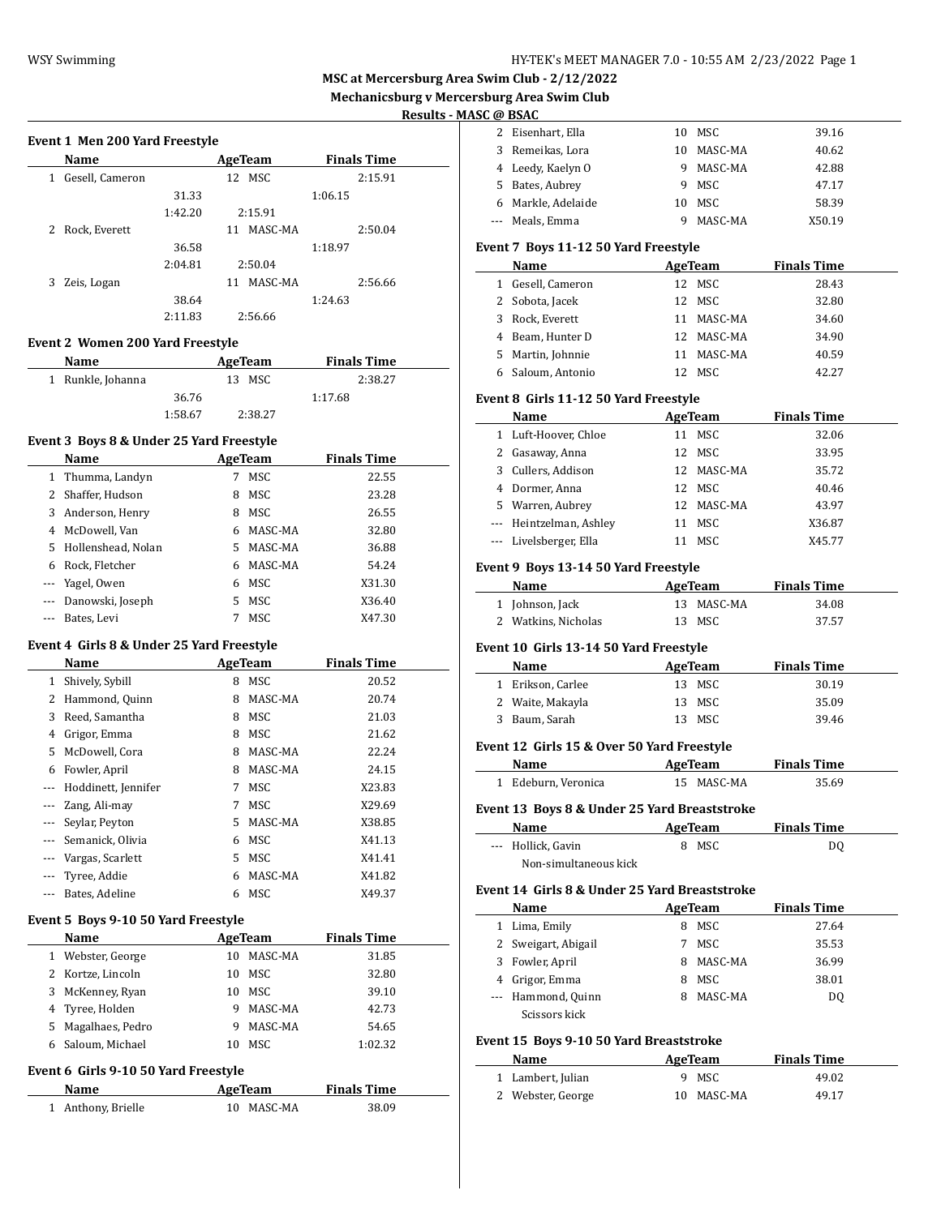## MSC at Mercersburg Area Swim Club - 2/12/2022

### Mechanicsburg v Mercersburg Area Swim Club

### Results - MASC @ BSAC

#### Event 1 Men 200 Yard Freestyle

| | Name | Age | Team | Finals Time |
|---|---|---|---|---|
| 1 | Gesell, Cameron | 12 | MSC | 2:15.91 |
| | 31.33 | 1:06.15 | 1:42.20 | 2:15.91 |
| 2 | Rock, Everett | 11 | MASC-MA | 2:50.04 |
| | 36.58 | 1:18.97 | 2:04.81 | 2:50.04 |
| 3 | Zeis, Logan | 11 | MASC-MA | 2:56.66 |
| | 38.64 | 1:24.63 | 2:11.83 | 2:56.66 |

#### Event 2 Women 200 Yard Freestyle

| | Name | Age | Team | Finals Time |
|---|---|---|---|---|
| 1 | Runkle, Johanna | 13 | MSC | 2:38.27 |
| | 36.76 | 1:17.68 | 1:58.67 | 2:38.27 |

#### Event 3 Boys 8 & Under 25 Yard Freestyle

| | Name | Age | Team | Finals Time |
|---|---|---|---|---|
| 1 | Thumma, Landyn | 7 | MSC | 22.55 |
| 2 | Shaffer, Hudson | 8 | MSC | 23.28 |
| 3 | Anderson, Henry | 8 | MSC | 26.55 |
| 4 | McDowell, Van | 6 | MASC-MA | 32.80 |
| 5 | Hollenshead, Nolan | 5 | MASC-MA | 36.88 |
| 6 | Rock, Fletcher | 6 | MASC-MA | 54.24 |
| --- | Yagel, Owen | 6 | MSC | X31.30 |
| --- | Danowski, Joseph | 5 | MSC | X36.40 |
| --- | Bates, Levi | 7 | MSC | X47.30 |

#### Event 4 Girls 8 & Under 25 Yard Freestyle

| | Name | Age | Team | Finals Time |
|---|---|---|---|---|
| 1 | Shively, Sybill | 8 | MSC | 20.52 |
| 2 | Hammond, Quinn | 8 | MASC-MA | 20.74 |
| 3 | Reed, Samantha | 8 | MSC | 21.03 |
| 4 | Grigor, Emma | 8 | MSC | 21.62 |
| 5 | McDowell, Cora | 8 | MASC-MA | 22.24 |
| 6 | Fowler, April | 8 | MASC-MA | 24.15 |
| --- | Hoddinett, Jennifer | 7 | MSC | X23.83 |
| --- | Zang, Ali-may | 7 | MSC | X29.69 |
| --- | Seylar, Peyton | 5 | MASC-MA | X38.85 |
| --- | Semanick, Olivia | 6 | MSC | X41.13 |
| --- | Vargas, Scarlett | 5 | MSC | X41.41 |
| --- | Tyree, Addie | 6 | MASC-MA | X41.82 |
| --- | Bates, Adeline | 6 | MSC | X49.37 |

#### Event 5 Boys 9-10 50 Yard Freestyle

| | Name | Age | Team | Finals Time |
|---|---|---|---|---|
| 1 | Webster, George | 10 | MASC-MA | 31.85 |
| 2 | Kortze, Lincoln | 10 | MSC | 32.80 |
| 3 | McKenney, Ryan | 10 | MSC | 39.10 |
| 4 | Tyree, Holden | 9 | MASC-MA | 42.73 |
| 5 | Magalhaes, Pedro | 9 | MASC-MA | 54.65 |
| 6 | Saloum, Michael | 10 | MSC | 1:02.32 |

#### Event 6 Girls 9-10 50 Yard Freestyle

| | Name | Age | Team | Finals Time |
|---|---|---|---|---|
| 1 | Anthony, Brielle | 10 | MASC-MA | 38.09 |
| 2 | Eisenhart, Ella | 10 | MSC | 39.16 |
| 3 | Remeikas, Lora | 10 | MASC-MA | 40.62 |
| 4 | Leedy, Kaelyn O | 9 | MASC-MA | 42.88 |
| 5 | Bates, Aubrey | 9 | MSC | 47.17 |
| 6 | Markle, Adelaide | 10 | MSC | 58.39 |
| --- | Meals, Emma | 9 | MASC-MA | X50.19 |

#### Event 7 Boys 11-12 50 Yard Freestyle

| | Name | Age | Team | Finals Time |
|---|---|---|---|---|
| 1 | Gesell, Cameron | 12 | MSC | 28.43 |
| 2 | Sobota, Jacek | 12 | MSC | 32.80 |
| 3 | Rock, Everett | 11 | MASC-MA | 34.60 |
| 4 | Beam, Hunter D | 12 | MASC-MA | 34.90 |
| 5 | Martin, Johnnie | 11 | MASC-MA | 40.59 |
| 6 | Saloum, Antonio | 12 | MSC | 42.27 |

#### Event 8 Girls 11-12 50 Yard Freestyle

| | Name | Age | Team | Finals Time |
|---|---|---|---|---|
| 1 | Luft-Hoover, Chloe | 11 | MSC | 32.06 |
| 2 | Gasaway, Anna | 12 | MSC | 33.95 |
| 3 | Cullers, Addison | 12 | MASC-MA | 35.72 |
| 4 | Dormer, Anna | 12 | MSC | 40.46 |
| 5 | Warren, Aubrey | 12 | MASC-MA | 43.97 |
| --- | Heintzelman, Ashley | 11 | MSC | X36.87 |
| --- | Livelsberger, Ella | 11 | MSC | X45.77 |

#### Event 9 Boys 13-14 50 Yard Freestyle

| | Name | Age | Team | Finals Time |
|---|---|---|---|---|
| 1 | Johnson, Jack | 13 | MASC-MA | 34.08 |
| 2 | Watkins, Nicholas | 13 | MSC | 37.57 |

#### Event 10 Girls 13-14 50 Yard Freestyle

| | Name | Age | Team | Finals Time |
|---|---|---|---|---|
| 1 | Erikson, Carlee | 13 | MSC | 30.19 |
| 2 | Waite, Makayla | 13 | MSC | 35.09 |
| 3 | Baum, Sarah | 13 | MSC | 39.46 |

#### Event 12 Girls 15 & Over 50 Yard Freestyle

| | Name | Age | Team | Finals Time |
|---|---|---|---|---|
| 1 | Edeburn, Veronica | 15 | MASC-MA | 35.69 |

#### Event 13 Boys 8 & Under 25 Yard Breaststroke

| | Name | Age | Team | Finals Time |
|---|---|---|---|---|
| --- | Hollick, Gavin | 8 | MSC | DQ |
| | Non-simultaneous kick | | | |

#### Event 14 Girls 8 & Under 25 Yard Breaststroke

| | Name | Age | Team | Finals Time |
|---|---|---|---|---|
| 1 | Lima, Emily | 8 | MSC | 27.64 |
| 2 | Sweigart, Abigail | 7 | MSC | 35.53 |
| 3 | Fowler, April | 8 | MASC-MA | 36.99 |
| 4 | Grigor, Emma | 8 | MSC | 38.01 |
| --- | Hammond, Quinn | 8 | MASC-MA | DQ |
| | Scissors kick | | | |

#### Event 15 Boys 9-10 50 Yard Breaststroke

| | Name | Age | Team | Finals Time |
|---|---|---|---|---|
| 1 | Lambert, Julian | 9 | MSC | 49.02 |
| 2 | Webster, George | 10 | MASC-MA | 49.17 |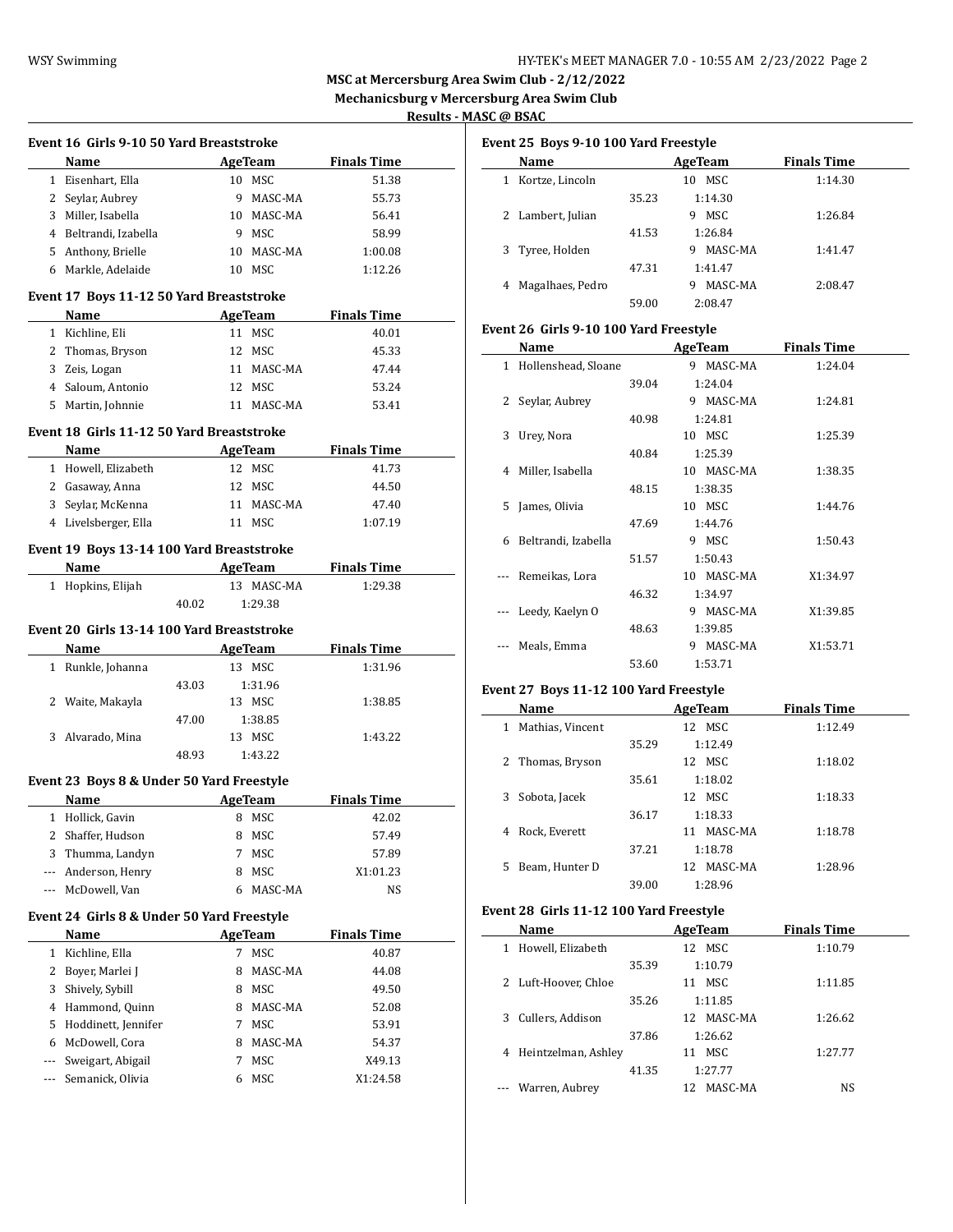## MSC at Mercersburg Area Swim Club - 2/12/2022

### Mechanicsburg v Mercersburg Area Swim Club

**Results - MASC @ BSAC**

#### Event 16 Girls 9-10 50 Yard Breaststroke

| | Name | Age | Team | Finals Time |
|---|---|---|---|---|
| 1 | Eisenhart, Ella | 10 | MSC | 51.38 |
| 2 | Seylar, Aubrey | 9 | MASC-MA | 55.73 |
| 3 | Miller, Isabella | 10 | MASC-MA | 56.41 |
| 4 | Beltrandi, Izabella | 9 | MSC | 58.99 |
| 5 | Anthony, Brielle | 10 | MASC-MA | 1:00.08 |
| 6 | Markle, Adelaide | 10 | MSC | 1:12.26 |

#### Event 17 Boys 11-12 50 Yard Breaststroke

| | Name | Age | Team | Finals Time |
|---|---|---|---|---|
| 1 | Kichline, Eli | 11 | MSC | 40.01 |
| 2 | Thomas, Bryson | 12 | MSC | 45.33 |
| 3 | Zeis, Logan | 11 | MASC-MA | 47.44 |
| 4 | Saloum, Antonio | 12 | MSC | 53.24 |
| 5 | Martin, Johnnie | 11 | MASC-MA | 53.41 |

#### Event 18 Girls 11-12 50 Yard Breaststroke

| | Name | Age | Team | Finals Time |
|---|---|---|---|---|
| 1 | Howell, Elizabeth | 12 | MSC | 41.73 |
| 2 | Gasaway, Anna | 12 | MSC | 44.50 |
| 3 | Seylar, McKenna | 11 | MASC-MA | 47.40 |
| 4 | Livelsberger, Ella | 11 | MSC | 1:07.19 |

#### Event 19 Boys 13-14 100 Yard Breaststroke

| | Name | Age | Team | Finals Time |
|---|---|---|---|---|
| 1 | Hopkins, Elijah | 13 | MASC-MA | 1:29.38 |
| | 40.02 | 1:29.38 | | |

#### Event 20 Girls 13-14 100 Yard Breaststroke

| | Name | Age | Team | Finals Time |
|---|---|---|---|---|
| 1 | Runkle, Johanna | 13 | MSC | 1:31.96 |
| | 43.03 | 1:31.96 | | |
| 2 | Waite, Makayla | 13 | MSC | 1:38.85 |
| | 47.00 | 1:38.85 | | |
| 3 | Alvarado, Mina | 13 | MSC | 1:43.22 |
| | 48.93 | 1:43.22 | | |

#### Event 23 Boys 8 & Under 50 Yard Freestyle

| | Name | Age | Team | Finals Time |
|---|---|---|---|---|
| 1 | Hollick, Gavin | 8 | MSC | 42.02 |
| 2 | Shaffer, Hudson | 8 | MSC | 57.49 |
| 3 | Thumma, Landyn | 7 | MSC | 57.89 |
| --- | Anderson, Henry | 8 | MSC | X1:01.23 |
| --- | McDowell, Van | 6 | MASC-MA | NS |

#### Event 24 Girls 8 & Under 50 Yard Freestyle

| | Name | Age | Team | Finals Time |
|---|---|---|---|---|
| 1 | Kichline, Ella | 7 | MSC | 40.87 |
| 2 | Boyer, Marlei J | 8 | MASC-MA | 44.08 |
| 3 | Shively, Sybill | 8 | MSC | 49.50 |
| 4 | Hammond, Quinn | 8 | MASC-MA | 52.08 |
| 5 | Hoddinett, Jennifer | 7 | MSC | 53.91 |
| 6 | McDowell, Cora | 8 | MASC-MA | 54.37 |
| --- | Sweigart, Abigail | 7 | MSC | X49.13 |
| --- | Semanick, Olivia | 6 | MSC | X1:24.58 |

#### Event 25 Boys 9-10 100 Yard Freestyle

| | Name | Age | Team | Finals Time |
|---|---|---|---|---|
| 1 | Kortze, Lincoln | 10 | MSC | 1:14.30 |
| | 35.23 | 1:14.30 | | |
| 2 | Lambert, Julian | 9 | MSC | 1:26.84 |
| | 41.53 | 1:26.84 | | |
| 3 | Tyree, Holden | 9 | MASC-MA | 1:41.47 |
| | 47.31 | 1:41.47 | | |
| 4 | Magalhaes, Pedro | 9 | MASC-MA | 2:08.47 |
| | 59.00 | 2:08.47 | | |

#### Event 26 Girls 9-10 100 Yard Freestyle

| | Name | Age | Team | Finals Time |
|---|---|---|---|---|
| 1 | Hollenshead, Sloane | 9 | MASC-MA | 1:24.04 |
| | 39.04 | 1:24.04 | | |
| 2 | Seylar, Aubrey | 9 | MASC-MA | 1:24.81 |
| | 40.98 | 1:24.81 | | |
| 3 | Urey, Nora | 10 | MSC | 1:25.39 |
| | 40.84 | 1:25.39 | | |
| 4 | Miller, Isabella | 10 | MASC-MA | 1:38.35 |
| | 48.15 | 1:38.35 | | |
| 5 | James, Olivia | 10 | MSC | 1:44.76 |
| | 47.69 | 1:44.76 | | |
| 6 | Beltrandi, Izabella | 9 | MSC | 1:50.43 |
| | 51.57 | 1:50.43 | | |
| --- | Remeikas, Lora | 10 | MASC-MA | X1:34.97 |
| | 46.32 | 1:34.97 | | |
| --- | Leedy, Kaelyn O | 9 | MASC-MA | X1:39.85 |
| | 48.63 | 1:39.85 | | |
| --- | Meals, Emma | 9 | MASC-MA | X1:53.71 |
| | 53.60 | 1:53.71 | | |

#### Event 27 Boys 11-12 100 Yard Freestyle

| | Name | Age | Team | Finals Time |
|---|---|---|---|---|
| 1 | Mathias, Vincent | 12 | MSC | 1:12.49 |
| | 35.29 | 1:12.49 | | |
| 2 | Thomas, Bryson | 12 | MSC | 1:18.02 |
| | 35.61 | 1:18.02 | | |
| 3 | Sobota, Jacek | 12 | MSC | 1:18.33 |
| | 36.17 | 1:18.33 | | |
| 4 | Rock, Everett | 11 | MASC-MA | 1:18.78 |
| | 37.21 | 1:18.78 | | |
| 5 | Beam, Hunter D | 12 | MASC-MA | 1:28.96 |
| | 39.00 | 1:28.96 | | |

#### Event 28 Girls 11-12 100 Yard Freestyle

| | Name | Age | Team | Finals Time |
|---|---|---|---|---|
| 1 | Howell, Elizabeth | 12 | MSC | 1:10.79 |
| | 35.39 | 1:10.79 | | |
| 2 | Luft-Hoover, Chloe | 11 | MSC | 1:11.85 |
| | 35.26 | 1:11.85 | | |
| 3 | Cullers, Addison | 12 | MASC-MA | 1:26.62 |
| | 37.86 | 1:26.62 | | |
| 4 | Heintzelman, Ashley | 11 | MSC | 1:27.77 |
| | 41.35 | 1:27.77 | | |
| --- | Warren, Aubrey | 12 | MASC-MA | NS |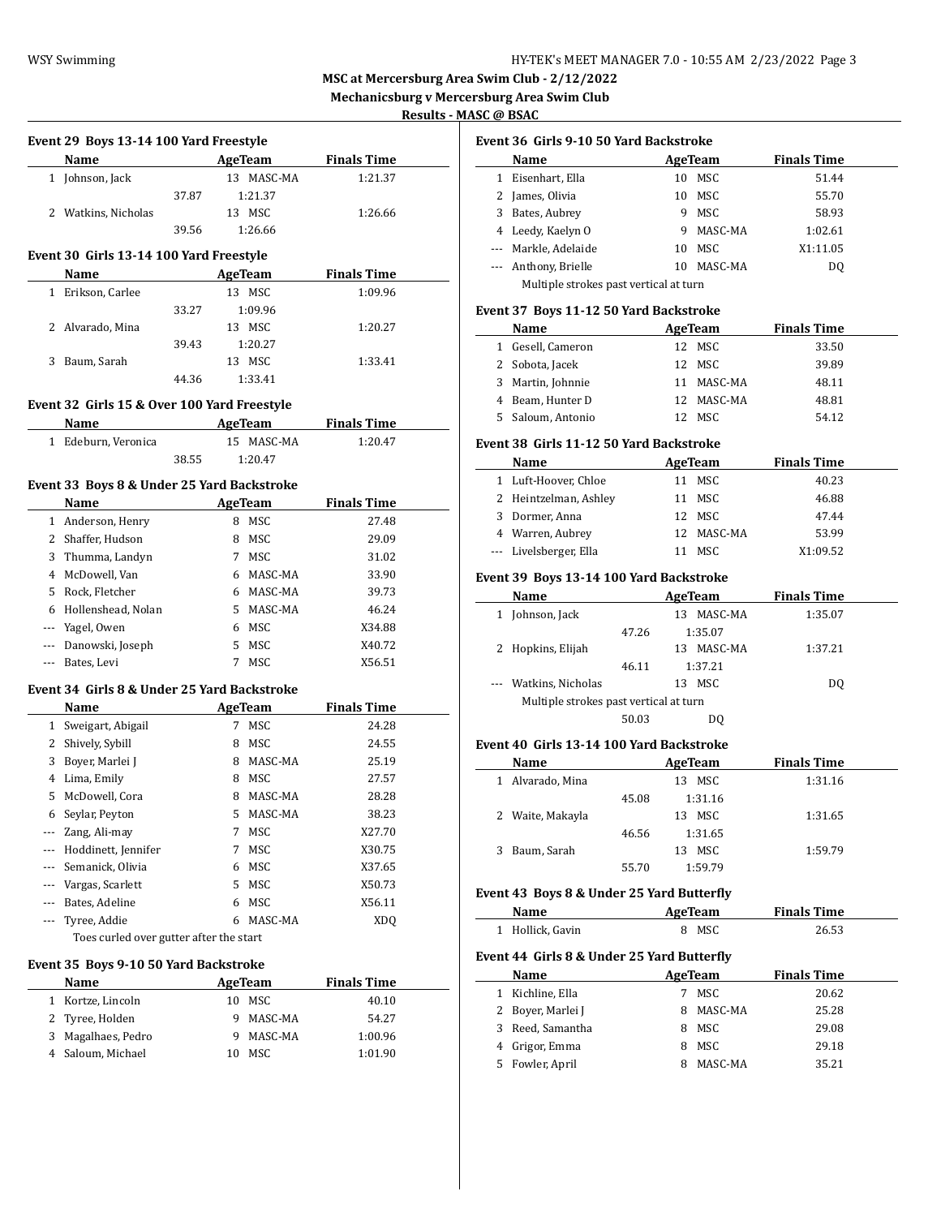**MSC at Mercersburg Area Swim Club - 2/12/2022**
**Mechanicsburg v Mercersburg Area Swim Club**
**Results - MASC @ BSAC**

### Event 29 Boys 13-14 100 Yard Freestyle

| | Name | Age | Team | Finals Time |
|---|---|---|---|---|
| 1 | Johnson, Jack | 13 | MASC-MA | 1:21.37 |
| | 37.87 | 1:21.37 | | |
| 2 | Watkins, Nicholas | 13 | MSC | 1:26.66 |
| | 39.56 | 1:26.66 | | |

### Event 30 Girls 13-14 100 Yard Freestyle

| | Name | Age | Team | Finals Time |
|---|---|---|---|---|
| 1 | Erikson, Carlee | 13 | MSC | 1:09.96 |
| | 33.27 | 1:09.96 | | |
| 2 | Alvarado, Mina | 13 | MSC | 1:20.27 |
| | 39.43 | 1:20.27 | | |
| 3 | Baum, Sarah | 13 | MSC | 1:33.41 |
| | 44.36 | 1:33.41 | | |

### Event 32 Girls 15 & Over 100 Yard Freestyle

| | Name | Age | Team | Finals Time |
|---|---|---|---|---|
| 1 | Edeburn, Veronica | 15 | MASC-MA | 1:20.47 |
| | 38.55 | 1:20.47 | | |

### Event 33 Boys 8 & Under 25 Yard Backstroke

| | Name | Age | Team | Finals Time |
|---|---|---|---|---|
| 1 | Anderson, Henry | 8 | MSC | 27.48 |
| 2 | Shaffer, Hudson | 8 | MSC | 29.09 |
| 3 | Thumma, Landyn | 7 | MSC | 31.02 |
| 4 | McDowell, Van | 6 | MASC-MA | 33.90 |
| 5 | Rock, Fletcher | 6 | MASC-MA | 39.73 |
| 6 | Hollenshead, Nolan | 5 | MASC-MA | 46.24 |
| --- | Yagel, Owen | 6 | MSC | X34.88 |
| --- | Danowski, Joseph | 5 | MSC | X40.72 |
| --- | Bates, Levi | 7 | MSC | X56.51 |

### Event 34 Girls 8 & Under 25 Yard Backstroke

| | Name | Age | Team | Finals Time |
|---|---|---|---|---|
| 1 | Sweigart, Abigail | 7 | MSC | 24.28 |
| 2 | Shively, Sybill | 8 | MSC | 24.55 |
| 3 | Boyer, Marlei J | 8 | MASC-MA | 25.19 |
| 4 | Lima, Emily | 8 | MSC | 27.57 |
| 5 | McDowell, Cora | 8 | MASC-MA | 28.28 |
| 6 | Seylar, Peyton | 5 | MASC-MA | 38.23 |
| --- | Zang, Ali-may | 7 | MSC | X27.70 |
| --- | Hoddinett, Jennifer | 7 | MSC | X30.75 |
| --- | Semanick, Olivia | 6 | MSC | X37.65 |
| --- | Vargas, Scarlett | 5 | MSC | X50.73 |
| --- | Bates, Adeline | 6 | MSC | X56.11 |
| --- | Tyree, Addie | 6 | MASC-MA | XDQ |
| | Toes curled over gutter after the start | | | |

### Event 35 Boys 9-10 50 Yard Backstroke

| | Name | Age | Team | Finals Time |
|---|---|---|---|---|
| 1 | Kortze, Lincoln | 10 | MSC | 40.10 |
| 2 | Tyree, Holden | 9 | MASC-MA | 54.27 |
| 3 | Magalhaes, Pedro | 9 | MASC-MA | 1:00.96 |
| 4 | Saloum, Michael | 10 | MSC | 1:01.90 |

### Event 36 Girls 9-10 50 Yard Backstroke

| | Name | Age | Team | Finals Time |
|---|---|---|---|---|
| 1 | Eisenhart, Ella | 10 | MSC | 51.44 |
| 2 | James, Olivia | 10 | MSC | 55.70 |
| 3 | Bates, Aubrey | 9 | MSC | 58.93 |
| 4 | Leedy, Kaelyn O | 9 | MASC-MA | 1:02.61 |
| --- | Markle, Adelaide | 10 | MSC | X1:11.05 |
| --- | Anthony, Brielle | 10 | MASC-MA | DQ |
| | Multiple strokes past vertical at turn | | | |

### Event 37 Boys 11-12 50 Yard Backstroke

| | Name | Age | Team | Finals Time |
|---|---|---|---|---|
| 1 | Gesell, Cameron | 12 | MSC | 33.50 |
| 2 | Sobota, Jacek | 12 | MSC | 39.89 |
| 3 | Martin, Johnnie | 11 | MASC-MA | 48.11 |
| 4 | Beam, Hunter D | 12 | MASC-MA | 48.81 |
| 5 | Saloum, Antonio | 12 | MSC | 54.12 |

### Event 38 Girls 11-12 50 Yard Backstroke

| | Name | Age | Team | Finals Time |
|---|---|---|---|---|
| 1 | Luft-Hoover, Chloe | 11 | MSC | 40.23 |
| 2 | Heintzelman, Ashley | 11 | MSC | 46.88 |
| 3 | Dormer, Anna | 12 | MSC | 47.44 |
| 4 | Warren, Aubrey | 12 | MASC-MA | 53.99 |
| --- | Livelsberger, Ella | 11 | MSC | X1:09.52 |

### Event 39 Boys 13-14 100 Yard Backstroke

| | Name | Age | Team | Finals Time |
|---|---|---|---|---|
| 1 | Johnson, Jack | 13 | MASC-MA | 1:35.07 |
| | 47.26 | 1:35.07 | | |
| 2 | Hopkins, Elijah | 13 | MASC-MA | 1:37.21 |
| | 46.11 | 1:37.21 | | |
| --- | Watkins, Nicholas | 13 | MSC | DQ |
| | Multiple strokes past vertical at turn | | | |
| | 50.03 | DQ | | |

### Event 40 Girls 13-14 100 Yard Backstroke

| | Name | Age | Team | Finals Time |
|---|---|---|---|---|
| 1 | Alvarado, Mina | 13 | MSC | 1:31.16 |
| | 45.08 | 1:31.16 | | |
| 2 | Waite, Makayla | 13 | MSC | 1:31.65 |
| | 46.56 | 1:31.65 | | |
| 3 | Baum, Sarah | 13 | MSC | 1:59.79 |
| | 55.70 | 1:59.79 | | |

### Event 43 Boys 8 & Under 25 Yard Butterfly

| | Name | Age | Team | Finals Time |
|---|---|---|---|---|
| 1 | Hollick, Gavin | 8 | MSC | 26.53 |

### Event 44 Girls 8 & Under 25 Yard Butterfly

| | Name | Age | Team | Finals Time |
|---|---|---|---|---|
| 1 | Kichline, Ella | 7 | MSC | 20.62 |
| 2 | Boyer, Marlei J | 8 | MASC-MA | 25.28 |
| 3 | Reed, Samantha | 8 | MSC | 29.08 |
| 4 | Grigor, Emma | 8 | MSC | 29.18 |
| 5 | Fowler, April | 8 | MASC-MA | 35.21 |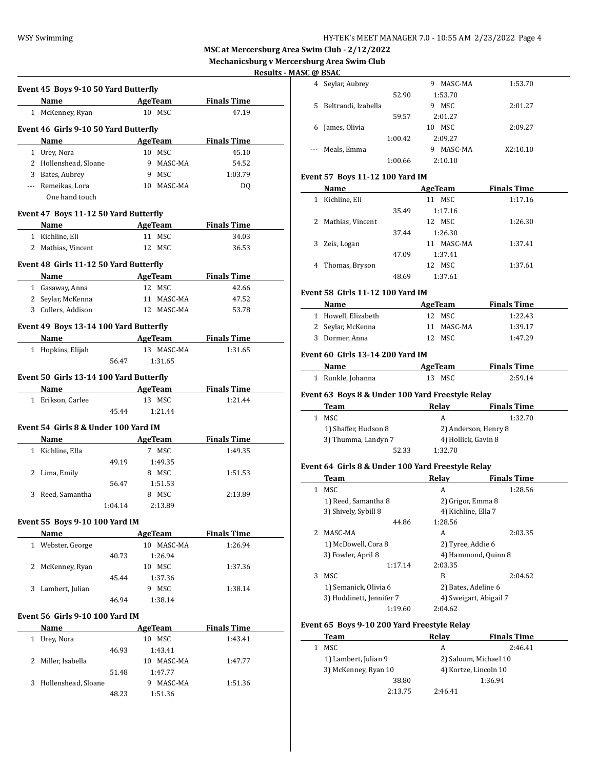# MSC at Mercersburg Area Swim Club - 2/12/2022

## Mechanicsburg v Mercersburg Area Swim Club

### Results - MASC @ BSAC

**Event 45 Boys 9-10 50 Yard Butterfly**

| | Name | Age | Team | Finals Time |
|---|---|---|---|---|
| 1 | McKenney, Ryan | 10 | MSC | 47.19 |

**Event 46 Girls 9-10 50 Yard Butterfly**

| | Name | Age | Team | Finals Time |
|---|---|---|---|---|
| 1 | Urey, Nora | 10 | MSC | 45.10 |
| 2 | Hollenshead, Sloane | 9 | MASC-MA | 54.52 |
| 3 | Bates, Aubrey | 9 | MSC | 1:03.79 |
| --- | Remeikas, Lora | 10 | MASC-MA | DQ |
| | One hand touch | | | |

**Event 47 Boys 11-12 50 Yard Butterfly**

| | Name | Age | Team | Finals Time |
|---|---|---|---|---|
| 1 | Kichline, Eli | 11 | MSC | 34.03 |
| 2 | Mathias, Vincent | 12 | MSC | 36.53 |

**Event 48 Girls 11-12 50 Yard Butterfly**

| | Name | Age | Team | Finals Time |
|---|---|---|---|---|
| 1 | Gasaway, Anna | 12 | MSC | 42.66 |
| 2 | Seylar, McKenna | 11 | MASC-MA | 47.52 |
| 3 | Cullers, Addison | 12 | MASC-MA | 53.78 |

**Event 49 Boys 13-14 100 Yard Butterfly**

| | Name | Age | Team | Finals Time |
|---|---|---|---|---|
| 1 | Hopkins, Elijah | 13 | MASC-MA | 1:31.65 |
| | 56.47 | 1:31.65 | | |

**Event 50 Girls 13-14 100 Yard Butterfly**

| | Name | Age | Team | Finals Time |
|---|---|---|---|---|
| 1 | Erikson, Carlee | 13 | MSC | 1:21.44 |
| | 45.44 | 1:21.44 | | |

**Event 54 Girls 8 & Under 100 Yard IM**

| | Name | Age | Team | Finals Time |
|---|---|---|---|---|
| 1 | Kichline, Ella | 7 | MSC | 1:49.35 |
| | 49.19 | 1:49.35 | | |
| 2 | Lima, Emily | 8 | MSC | 1:51.53 |
| | 56.47 | 1:51.53 | | |
| 3 | Reed, Samantha | 8 | MSC | 2:13.89 |
| | 1:04.14 | 2:13.89 | | |

**Event 55 Boys 9-10 100 Yard IM**

| | Name | Age | Team | Finals Time |
|---|---|---|---|---|
| 1 | Webster, George | 10 | MASC-MA | 1:26.94 |
| | 40.73 | 1:26.94 | | |
| 2 | McKenney, Ryan | 10 | MSC | 1:37.36 |
| | 45.44 | 1:37.36 | | |
| 3 | Lambert, Julian | 9 | MSC | 1:38.14 |
| | 46.94 | 1:38.14 | | |

**Event 56 Girls 9-10 100 Yard IM**

| | Name | Age | Team | Finals Time |
|---|---|---|---|---|
| 1 | Urey, Nora | 10 | MSC | 1:43.41 |
| | 46.93 | 1:43.41 | | |
| 2 | Miller, Isabella | 10 | MASC-MA | 1:47.77 |
| | 51.48 | 1:47.77 | | |
| 3 | Hollenshead, Sloane | 9 | MASC-MA | 1:51.36 |
| | 48.23 | 1:51.36 | | |
| 4 | Seylar, Aubrey | 9 | MASC-MA | 1:53.70 |
| | 52.90 | 1:53.70 | | |
| 5 | Beltrandi, Izabella | 9 | MSC | 2:01.27 |
| | 59.57 | 2:01.27 | | |
| 6 | James, Olivia | 10 | MSC | 2:09.27 |
| | 1:00.42 | 2:09.27 | | |
| --- | Meals, Emma | 9 | MASC-MA | X2:10.10 |
| | 1:00.66 | 2:10.10 | | |

**Event 57 Boys 11-12 100 Yard IM**

| | Name | Age | Team | Finals Time |
|---|---|---|---|---|
| 1 | Kichline, Eli | 11 | MSC | 1:17.16 |
| | 35.49 | 1:17.16 | | |
| 2 | Mathias, Vincent | 12 | MSC | 1:26.30 |
| | 37.44 | 1:26.30 | | |
| 3 | Zeis, Logan | 11 | MASC-MA | 1:37.41 |
| | 47.09 | 1:37.41 | | |
| 4 | Thomas, Bryson | 12 | MSC | 1:37.61 |
| | 48.69 | 1:37.61 | | |

**Event 58 Girls 11-12 100 Yard IM**

| | Name | Age | Team | Finals Time |
|---|---|---|---|---|
| 1 | Howell, Elizabeth | 12 | MSC | 1:22.43 |
| 2 | Seylar, McKenna | 11 | MASC-MA | 1:39.17 |
| 3 | Dormer, Anna | 12 | MSC | 1:47.29 |

**Event 60 Girls 13-14 200 Yard IM**

| | Name | Age | Team | Finals Time |
|---|---|---|---|---|
| 1 | Runkle, Johanna | 13 | MSC | 2:59.14 |

**Event 63 Boys 8 & Under 100 Yard Freestyle Relay**

| | Team | Relay | Finals Time |
|---|---|---|---|
| 1 | MSC | A | 1:32.70 |
| | 1) Shaffer, Hudson 8 | 2) Anderson, Henry 8 | |
| | 3) Thumma, Landyn 7 | 4) Hollick, Gavin 8 | |
| | 52.33 | 1:32.70 | |

**Event 64 Girls 8 & Under 100 Yard Freestyle Relay**

| | Team | Relay | Finals Time |
|---|---|---|---|
| 1 | MSC | A | 1:28.56 |
| | 1) Reed, Samantha 8 | 2) Grigor, Emma 8 | |
| | 3) Shively, Sybill 8 | 4) Kichline, Ella 7 | |
| | 44.86 | 1:28.56 | |
| 2 | MASC-MA | A | 2:03.35 |
| | 1) McDowell, Cora 8 | 2) Tyree, Addie 6 | |
| | 3) Fowler, April 8 | 4) Hammond, Quinn 8 | |
| | 1:17.14 | 2:03.35 | |
| 3 | MSC | B | 2:04.62 |
| | 1) Semanick, Olivia 6 | 2) Bates, Adeline 6 | |
| | 3) Hoddinett, Jennifer 7 | 4) Sweigart, Abigail 7 | |
| | 1:19.60 | 2:04.62 | |

**Event 65 Boys 9-10 200 Yard Freestyle Relay**

| | Team | Relay | Finals Time |
|---|---|---|---|
| 1 | MSC | A | 2:46.41 |
| | 1) Lambert, Julian 9 | 2) Saloum, Michael 10 | |
| | 3) McKenney, Ryan 10 | 4) Kortze, Lincoln 10 | |
| | 38.80 | 1:36.94 | |
| | 2:13.75 | 2:46.41 | |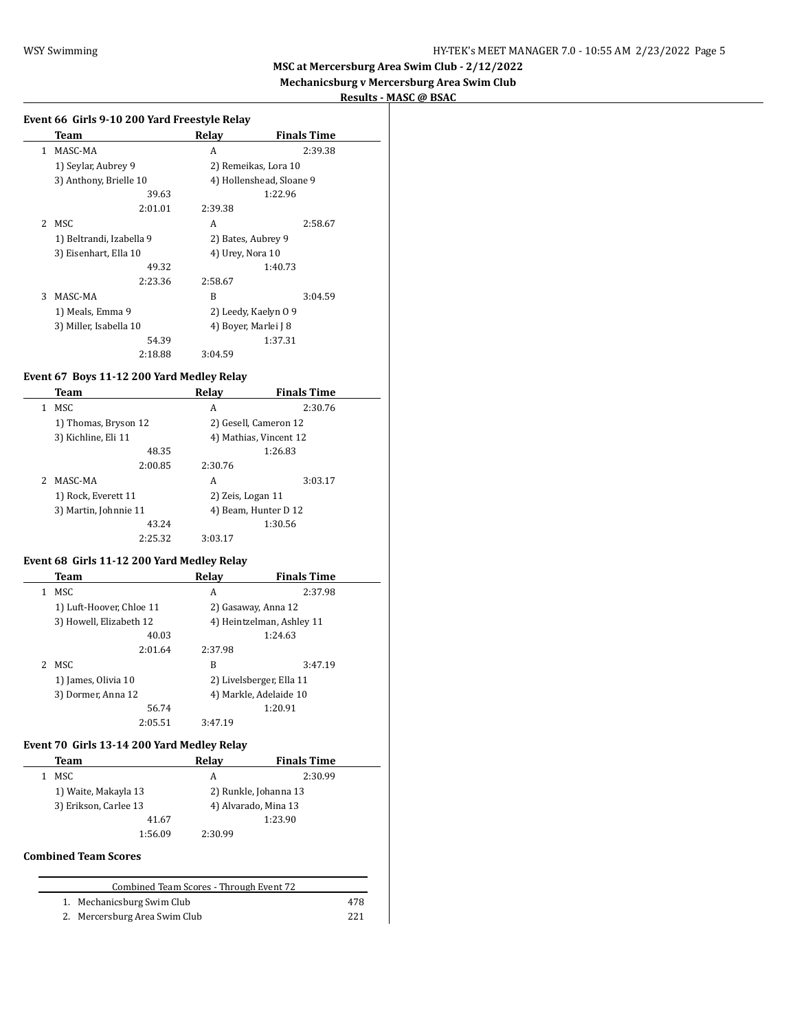MSC at Mercersburg Area Swim Club - 2/12/2022

Mechanicsburg v Mercersburg Area Swim Club

**Results - MASC @ BSAC**

### Event 66 Girls 9-10 200 Yard Freestyle Relay

| | Team | Relay | Finals Time |
|---|---|---|---|
| 1 | MASC-MA | A | 2:39.38 |
| | 1) Seylar, Aubrey 9 | 2) Remeikas, Lora 10 | |
| | 3) Anthony, Brielle 10 | 4) Hollenshead, Sloane 9 | |
| | 39.63 | 1:22.96 | |
| | 2:01.01 | 2:39.38 | |
| 2 | MSC | A | 2:58.67 |
| | 1) Beltrandi, Izabella 9 | 2) Bates, Aubrey 9 | |
| | 3) Eisenhart, Ella 10 | 4) Urey, Nora 10 | |
| | 49.32 | 1:40.73 | |
| | 2:23.36 | 2:58.67 | |
| 3 | MASC-MA | B | 3:04.59 |
| | 1) Meals, Emma 9 | 2) Leedy, Kaelyn O 9 | |
| | 3) Miller, Isabella 10 | 4) Boyer, Marlei J 8 | |
| | 54.39 | 1:37.31 | |
| | 2:18.88 | 3:04.59 | |

### Event 67 Boys 11-12 200 Yard Medley Relay

| | Team | Relay | Finals Time |
|---|---|---|---|
| 1 | MSC | A | 2:30.76 |
| | 1) Thomas, Bryson 12 | 2) Gesell, Cameron 12 | |
| | 3) Kichline, Eli 11 | 4) Mathias, Vincent 12 | |
| | 48.35 | 1:26.83 | |
| | 2:00.85 | 2:30.76 | |
| 2 | MASC-MA | A | 3:03.17 |
| | 1) Rock, Everett 11 | 2) Zeis, Logan 11 | |
| | 3) Martin, Johnnie 11 | 4) Beam, Hunter D 12 | |
| | 43.24 | 1:30.56 | |
| | 2:25.32 | 3:03.17 | |

### Event 68 Girls 11-12 200 Yard Medley Relay

| | Team | Relay | Finals Time |
|---|---|---|---|
| 1 | MSC | A | 2:37.98 |
| | 1) Luft-Hoover, Chloe 11 | 2) Gasaway, Anna 12 | |
| | 3) Howell, Elizabeth 12 | 4) Heintzelman, Ashley 11 | |
| | 40.03 | 1:24.63 | |
| | 2:01.64 | 2:37.98 | |
| 2 | MSC | B | 3:47.19 |
| | 1) James, Olivia 10 | 2) Livelsberger, Ella 11 | |
| | 3) Dormer, Anna 12 | 4) Markle, Adelaide 10 | |
| | 56.74 | 1:20.91 | |
| | 2:05.51 | 3:47.19 | |

### Event 70 Girls 13-14 200 Yard Medley Relay

| | Team | Relay | Finals Time |
|---|---|---|---|
| 1 | MSC | A | 2:30.99 |
| | 1) Waite, Makayla 13 | 2) Runkle, Johanna 13 | |
| | 3) Erikson, Carlee 13 | 4) Alvarado, Mina 13 | |
| | 41.67 | 1:23.90 | |
| | 1:56.09 | 2:30.99 | |

### Combined Team Scores

| Combined Team Scores - Through Event 72 | |
|---|---|
| 1. Mechanicsburg Swim Club | 478 |
| 2. Mercersburg Area Swim Club | 221 |